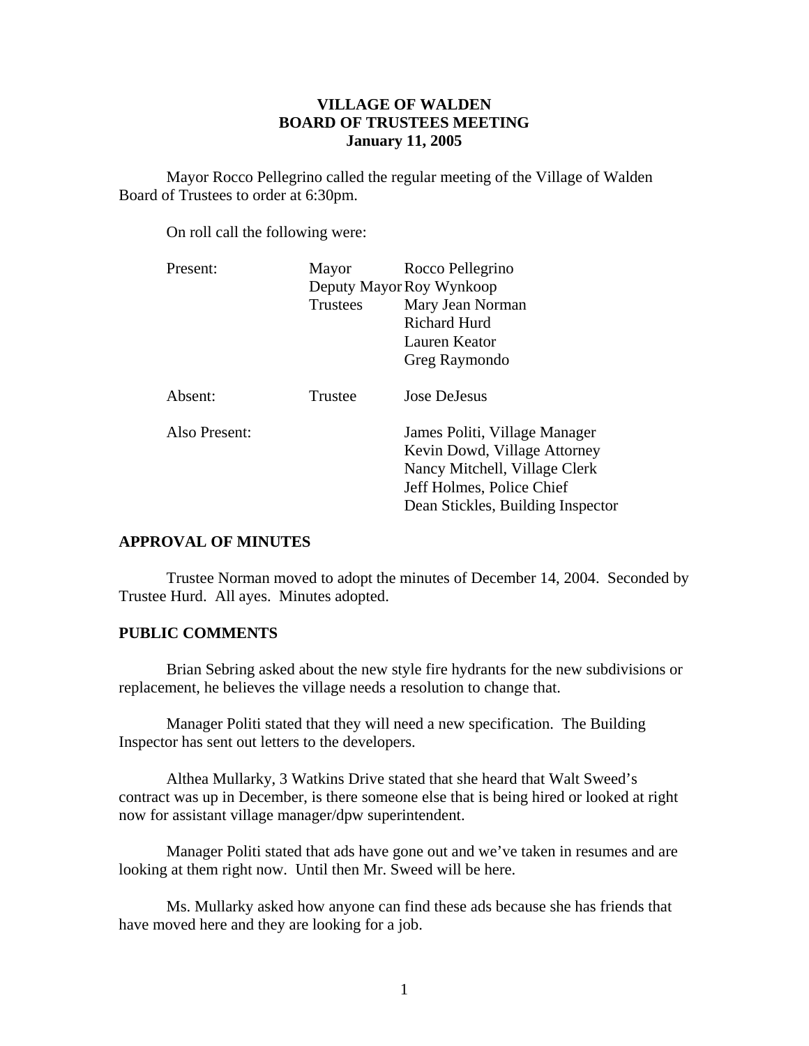**VILLAGE OF WALDEN**
**BOARD OF TRUSTEES MEETING**
**January 11, 2005**

Mayor Rocco Pellegrino called the regular meeting of the Village of Walden Board of Trustees to order at 6:30pm.

On roll call the following were:

| | | |
|---|---|---|
| Present: | Mayor | Rocco Pellegrino |
| | Deputy Mayor | Roy Wynkoop |
| | Trustees | Mary Jean Norman |
| | | Richard Hurd |
| | | Lauren Keator |
| | | Greg Raymondo |
| Absent: | Trustee | Jose DeJesus |
| Also Present: | | James Politi, Village Manager |
| | | Kevin Dowd, Village Attorney |
| | | Nancy Mitchell, Village Clerk |
| | | Jeff Holmes, Police Chief |
| | | Dean Stickles, Building Inspector |

## APPROVAL OF MINUTES

Trustee Norman moved to adopt the minutes of December 14, 2004. Seconded by Trustee Hurd. All ayes. Minutes adopted.

## PUBLIC COMMENTS

Brian Sebring asked about the new style fire hydrants for the new subdivisions or replacement, he believes the village needs a resolution to change that.

Manager Politi stated that they will need a new specification. The Building Inspector has sent out letters to the developers.

Althea Mullarky, 3 Watkins Drive stated that she heard that Walt Sweed's contract was up in December, is there someone else that is being hired or looked at right now for assistant village manager/dpw superintendent.

Manager Politi stated that ads have gone out and we've taken in resumes and are looking at them right now. Until then Mr. Sweed will be here.

Ms. Mullarky asked how anyone can find these ads because she has friends that have moved here and they are looking for a job.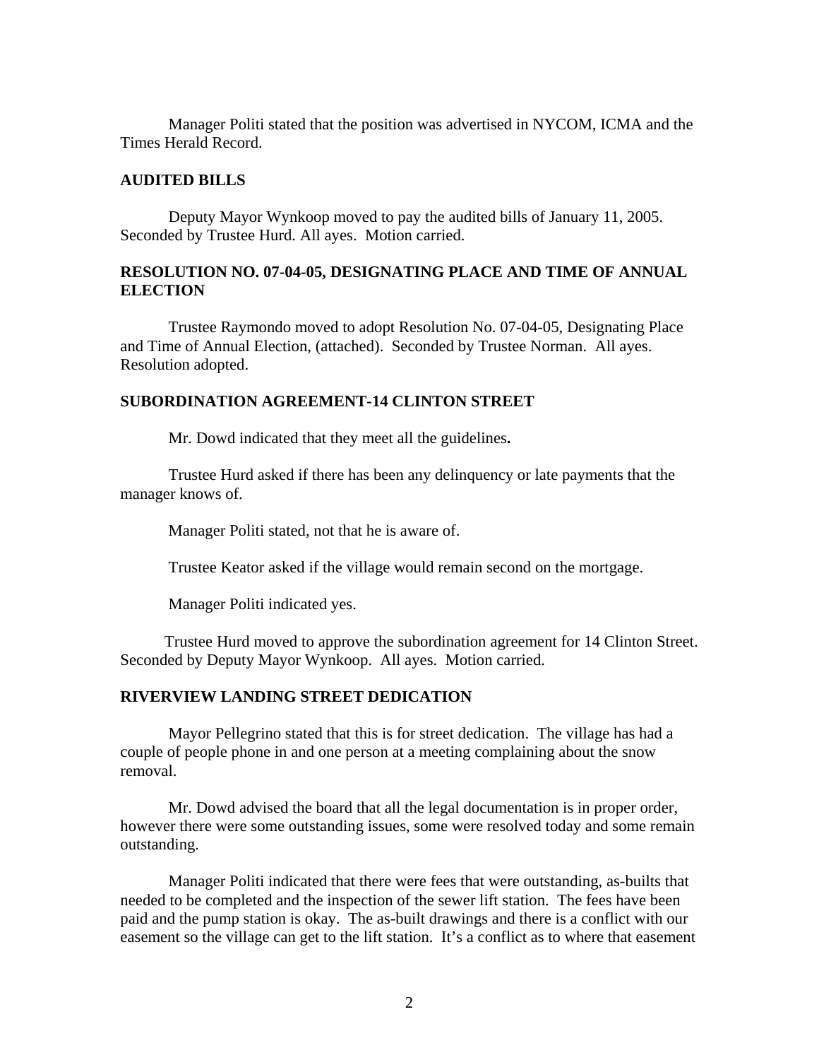Manager Politi stated that the position was advertised in NYCOM, ICMA and the Times Herald Record.

## AUDITED BILLS

Deputy Mayor Wynkoop moved to pay the audited bills of January 11, 2005. Seconded by Trustee Hurd. All ayes. Motion carried.

## RESOLUTION NO. 07-04-05, DESIGNATING PLACE AND TIME OF ANNUAL ELECTION

Trustee Raymondo moved to adopt Resolution No. 07-04-05, Designating Place and Time of Annual Election, (attached). Seconded by Trustee Norman. All ayes. Resolution adopted.

## SUBORDINATION AGREEMENT-14 CLINTON STREET

Mr. Dowd indicated that they meet all the guidelines**.**

Trustee Hurd asked if there has been any delinquency or late payments that the manager knows of.

Manager Politi stated, not that he is aware of.

Trustee Keator asked if the village would remain second on the mortgage.

Manager Politi indicated yes.

Trustee Hurd moved to approve the subordination agreement for 14 Clinton Street. Seconded by Deputy Mayor Wynkoop. All ayes. Motion carried.

## RIVERVIEW LANDING STREET DEDICATION

Mayor Pellegrino stated that this is for street dedication. The village has had a couple of people phone in and one person at a meeting complaining about the snow removal.

Mr. Dowd advised the board that all the legal documentation is in proper order, however there were some outstanding issues, some were resolved today and some remain outstanding.

Manager Politi indicated that there were fees that were outstanding, as-builts that needed to be completed and the inspection of the sewer lift station. The fees have been paid and the pump station is okay. The as-built drawings and there is a conflict with our easement so the village can get to the lift station. It's a conflict as to where that easement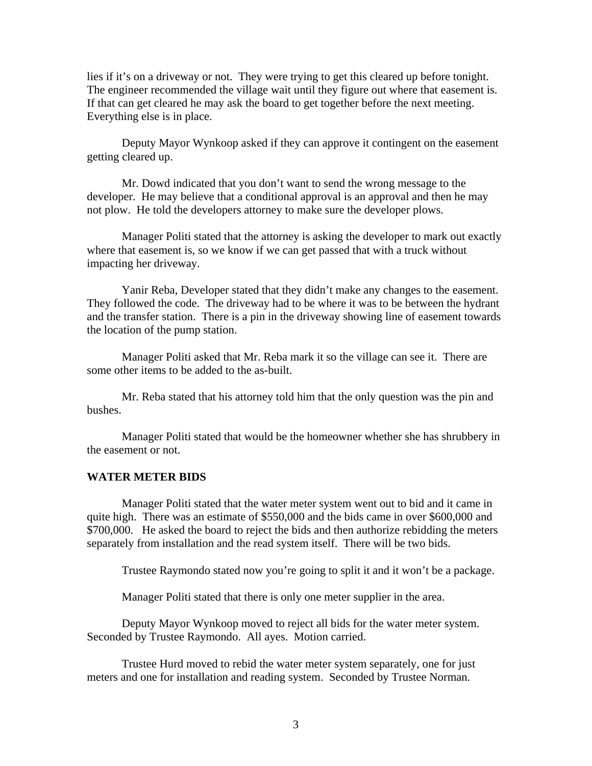lies if it's on a driveway or not. They were trying to get this cleared up before tonight. The engineer recommended the village wait until they figure out where that easement is. If that can get cleared he may ask the board to get together before the next meeting. Everything else is in place.

Deputy Mayor Wynkoop asked if they can approve it contingent on the easement getting cleared up.

Mr. Dowd indicated that you don't want to send the wrong message to the developer. He may believe that a conditional approval is an approval and then he may not plow. He told the developers attorney to make sure the developer plows.

Manager Politi stated that the attorney is asking the developer to mark out exactly where that easement is, so we know if we can get passed that with a truck without impacting her driveway.

Yanir Reba, Developer stated that they didn't make any changes to the easement. They followed the code. The driveway had to be where it was to be between the hydrant and the transfer station. There is a pin in the driveway showing line of easement towards the location of the pump station.

Manager Politi asked that Mr. Reba mark it so the village can see it. There are some other items to be added to the as-built.

Mr. Reba stated that his attorney told him that the only question was the pin and bushes.

Manager Politi stated that would be the homeowner whether she has shrubbery in the easement or not.

**WATER METER BIDS**

Manager Politi stated that the water meter system went out to bid and it came in quite high. There was an estimate of $550,000 and the bids came in over $600,000 and $700,000. He asked the board to reject the bids and then authorize rebidding the meters separately from installation and the read system itself. There will be two bids.

Trustee Raymondo stated now you're going to split it and it won't be a package.

Manager Politi stated that there is only one meter supplier in the area.

Deputy Mayor Wynkoop moved to reject all bids for the water meter system. Seconded by Trustee Raymondo. All ayes. Motion carried.

Trustee Hurd moved to rebid the water meter system separately, one for just meters and one for installation and reading system. Seconded by Trustee Norman.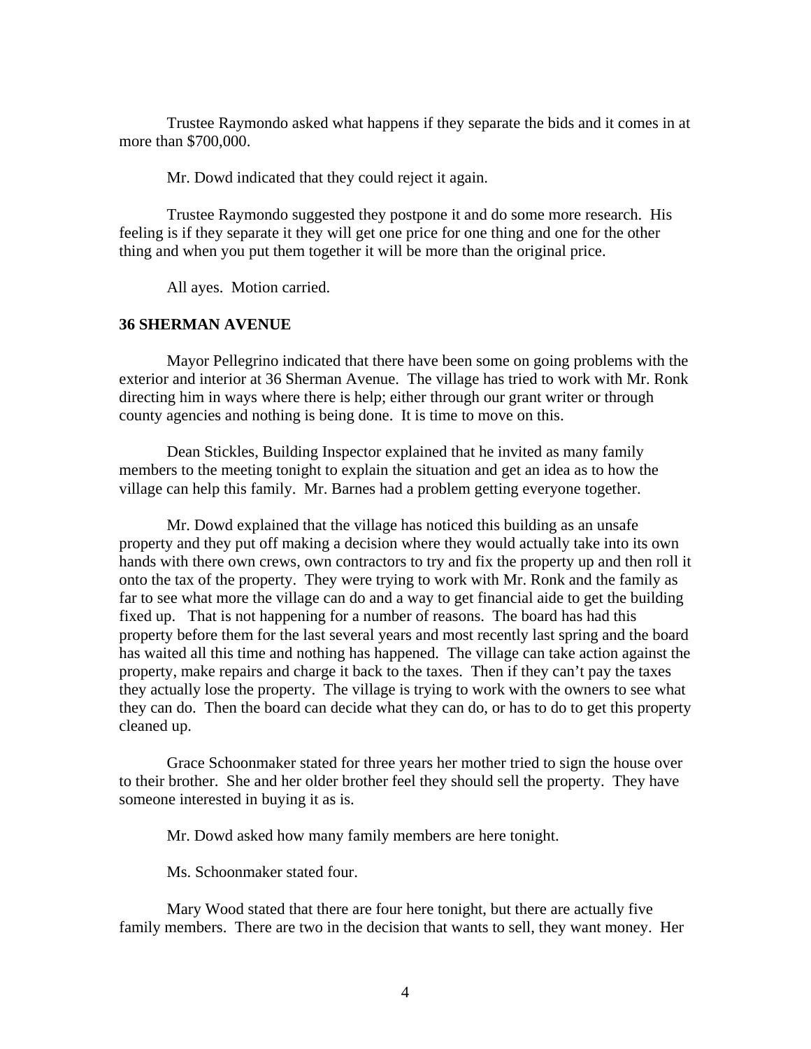Trustee Raymondo asked what happens if they separate the bids and it comes in at more than $700,000.

Mr. Dowd indicated that they could reject it again.

Trustee Raymondo suggested they postpone it and do some more research. His feeling is if they separate it they will get one price for one thing and one for the other thing and when you put them together it will be more than the original price.

All ayes. Motion carried.

**36 SHERMAN AVENUE**

Mayor Pellegrino indicated that there have been some on going problems with the exterior and interior at 36 Sherman Avenue. The village has tried to work with Mr. Ronk directing him in ways where there is help; either through our grant writer or through county agencies and nothing is being done. It is time to move on this.

Dean Stickles, Building Inspector explained that he invited as many family members to the meeting tonight to explain the situation and get an idea as to how the village can help this family. Mr. Barnes had a problem getting everyone together.

Mr. Dowd explained that the village has noticed this building as an unsafe property and they put off making a decision where they would actually take into its own hands with there own crews, own contractors to try and fix the property up and then roll it onto the tax of the property. They were trying to work with Mr. Ronk and the family as far to see what more the village can do and a way to get financial aide to get the building fixed up. That is not happening for a number of reasons. The board has had this property before them for the last several years and most recently last spring and the board has waited all this time and nothing has happened. The village can take action against the property, make repairs and charge it back to the taxes. Then if they can't pay the taxes they actually lose the property. The village is trying to work with the owners to see what they can do. Then the board can decide what they can do, or has to do to get this property cleaned up.

Grace Schoonmaker stated for three years her mother tried to sign the house over to their brother. She and her older brother feel they should sell the property. They have someone interested in buying it as is.

Mr. Dowd asked how many family members are here tonight.

Ms. Schoonmaker stated four.

Mary Wood stated that there are four here tonight, but there are actually five family members. There are two in the decision that wants to sell, they want money. Her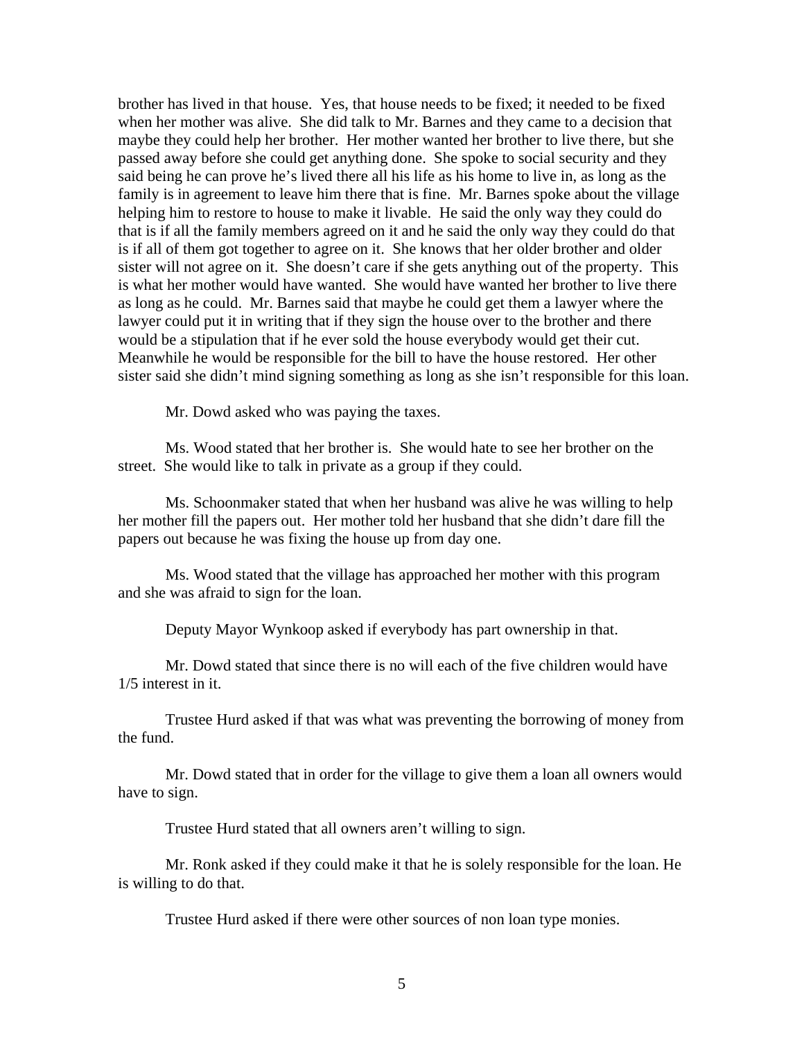brother has lived in that house. Yes, that house needs to be fixed; it needed to be fixed when her mother was alive. She did talk to Mr. Barnes and they came to a decision that maybe they could help her brother. Her mother wanted her brother to live there, but she passed away before she could get anything done. She spoke to social security and they said being he can prove he's lived there all his life as his home to live in, as long as the family is in agreement to leave him there that is fine. Mr. Barnes spoke about the village helping him to restore to house to make it livable. He said the only way they could do that is if all the family members agreed on it and he said the only way they could do that is if all of them got together to agree on it. She knows that her older brother and older sister will not agree on it. She doesn't care if she gets anything out of the property. This is what her mother would have wanted. She would have wanted her brother to live there as long as he could. Mr. Barnes said that maybe he could get them a lawyer where the lawyer could put it in writing that if they sign the house over to the brother and there would be a stipulation that if he ever sold the house everybody would get their cut. Meanwhile he would be responsible for the bill to have the house restored. Her other sister said she didn't mind signing something as long as she isn't responsible for this loan.

Mr. Dowd asked who was paying the taxes.

Ms. Wood stated that her brother is. She would hate to see her brother on the street. She would like to talk in private as a group if they could.

Ms. Schoonmaker stated that when her husband was alive he was willing to help her mother fill the papers out. Her mother told her husband that she didn't dare fill the papers out because he was fixing the house up from day one.

Ms. Wood stated that the village has approached her mother with this program and she was afraid to sign for the loan.

Deputy Mayor Wynkoop asked if everybody has part ownership in that.

Mr. Dowd stated that since there is no will each of the five children would have 1/5 interest in it.

Trustee Hurd asked if that was what was preventing the borrowing of money from the fund.

Mr. Dowd stated that in order for the village to give them a loan all owners would have to sign.

Trustee Hurd stated that all owners aren't willing to sign.

Mr. Ronk asked if they could make it that he is solely responsible for the loan. He is willing to do that.

Trustee Hurd asked if there were other sources of non loan type monies.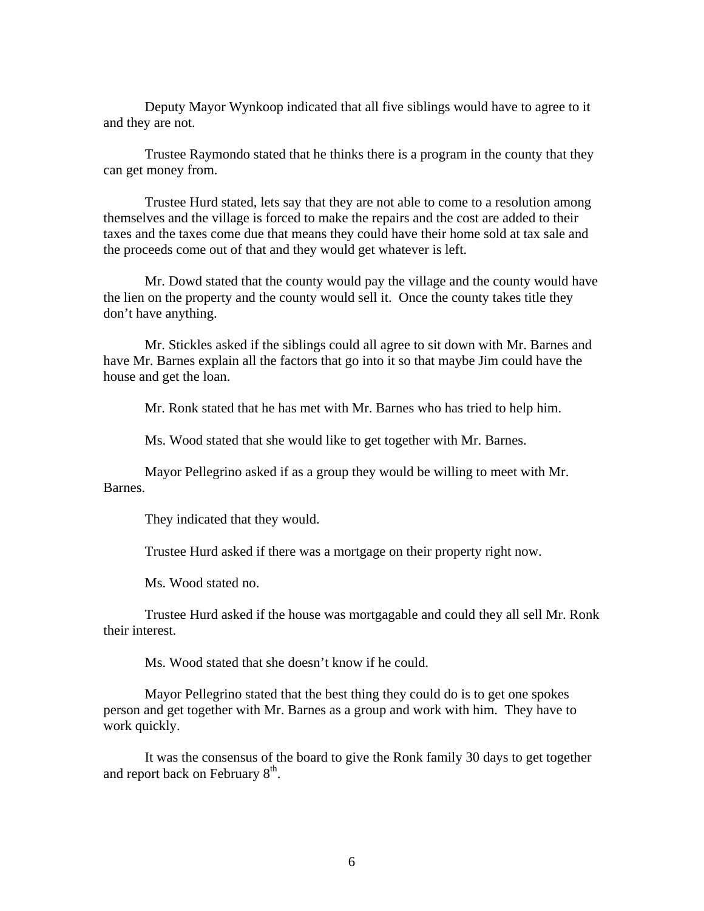Deputy Mayor Wynkoop indicated that all five siblings would have to agree to it and they are not.

Trustee Raymondo stated that he thinks there is a program in the county that they can get money from.

Trustee Hurd stated, lets say that they are not able to come to a resolution among themselves and the village is forced to make the repairs and the cost are added to their taxes and the taxes come due that means they could have their home sold at tax sale and the proceeds come out of that and they would get whatever is left.

Mr. Dowd stated that the county would pay the village and the county would have the lien on the property and the county would sell it. Once the county takes title they don't have anything.

Mr. Stickles asked if the siblings could all agree to sit down with Mr. Barnes and have Mr. Barnes explain all the factors that go into it so that maybe Jim could have the house and get the loan.

Mr. Ronk stated that he has met with Mr. Barnes who has tried to help him.

Ms. Wood stated that she would like to get together with Mr. Barnes.

Mayor Pellegrino asked if as a group they would be willing to meet with Mr. Barnes.

They indicated that they would.

Trustee Hurd asked if there was a mortgage on their property right now.

Ms. Wood stated no.

Trustee Hurd asked if the house was mortgagable and could they all sell Mr. Ronk their interest.

Ms. Wood stated that she doesn't know if he could.

Mayor Pellegrino stated that the best thing they could do is to get one spokes person and get together with Mr. Barnes as a group and work with him. They have to work quickly.

It was the consensus of the board to give the Ronk family 30 days to get together and report back on February 8th.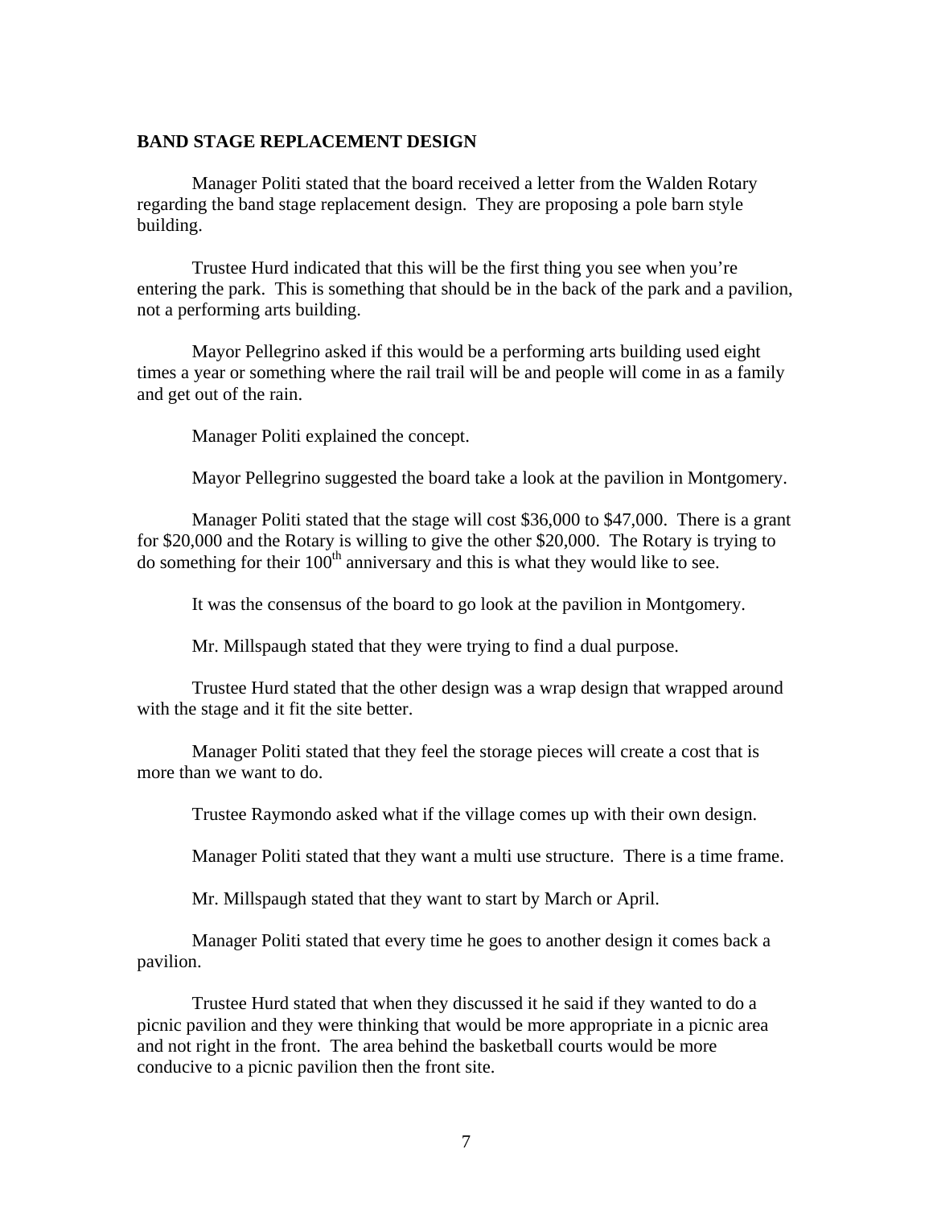**BAND STAGE REPLACEMENT DESIGN**

Manager Politi stated that the board received a letter from the Walden Rotary regarding the band stage replacement design. They are proposing a pole barn style building.

Trustee Hurd indicated that this will be the first thing you see when you're entering the park. This is something that should be in the back of the park and a pavilion, not a performing arts building.

Mayor Pellegrino asked if this would be a performing arts building used eight times a year or something where the rail trail will be and people will come in as a family and get out of the rain.

Manager Politi explained the concept.

Mayor Pellegrino suggested the board take a look at the pavilion in Montgomery.

Manager Politi stated that the stage will cost $36,000 to $47,000. There is a grant for $20,000 and the Rotary is willing to give the other $20,000. The Rotary is trying to do something for their 100th anniversary and this is what they would like to see.

It was the consensus of the board to go look at the pavilion in Montgomery.

Mr. Millspaugh stated that they were trying to find a dual purpose.

Trustee Hurd stated that the other design was a wrap design that wrapped around with the stage and it fit the site better.

Manager Politi stated that they feel the storage pieces will create a cost that is more than we want to do.

Trustee Raymondo asked what if the village comes up with their own design.

Manager Politi stated that they want a multi use structure. There is a time frame.

Mr. Millspaugh stated that they want to start by March or April.

Manager Politi stated that every time he goes to another design it comes back a pavilion.

Trustee Hurd stated that when they discussed it he said if they wanted to do a picnic pavilion and they were thinking that would be more appropriate in a picnic area and not right in the front. The area behind the basketball courts would be more conducive to a picnic pavilion then the front site.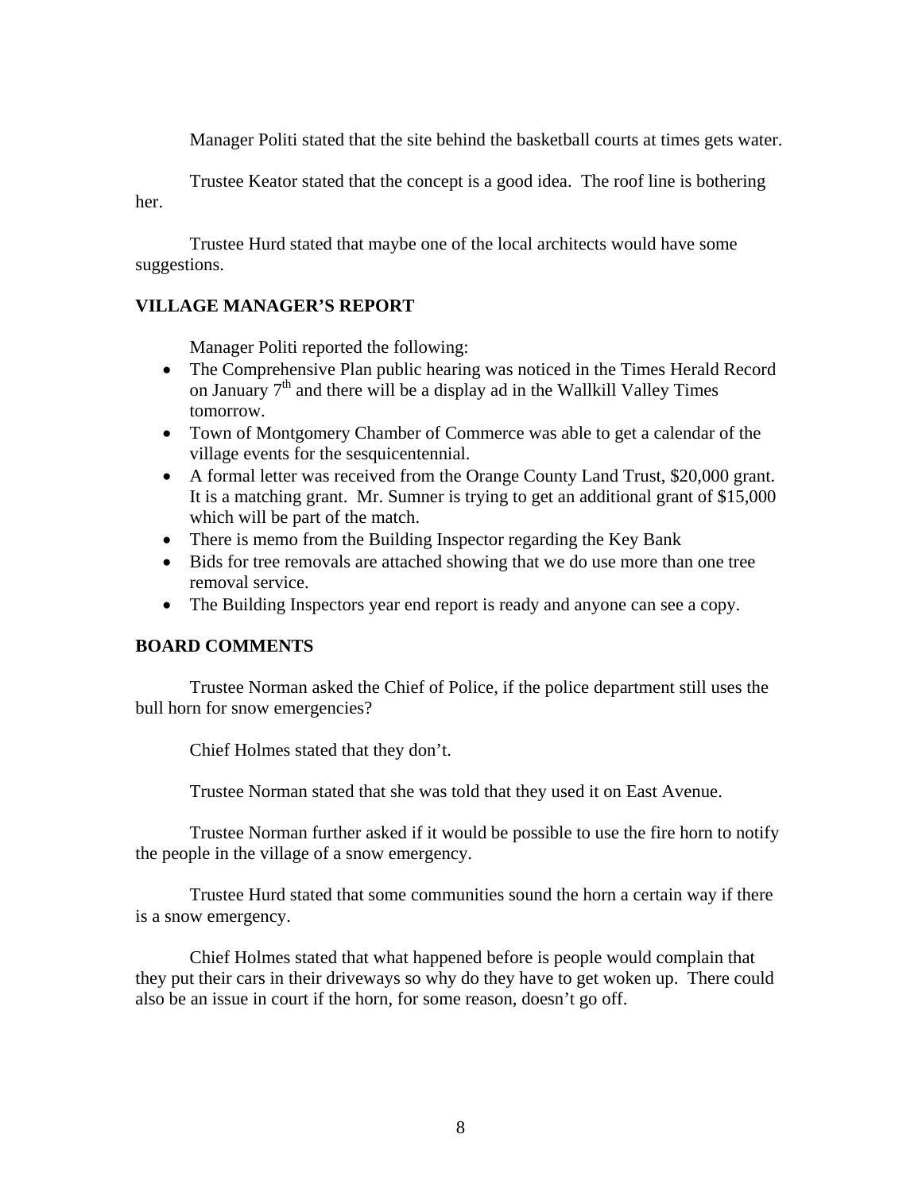Manager Politi stated that the site behind the basketball courts at times gets water.

Trustee Keator stated that the concept is a good idea. The roof line is bothering her.

Trustee Hurd stated that maybe one of the local architects would have some suggestions.

**VILLAGE MANAGER'S REPORT**

Manager Politi reported the following:

- The Comprehensive Plan public hearing was noticed in the Times Herald Record on January 7th and there will be a display ad in the Wallkill Valley Times tomorrow.
- Town of Montgomery Chamber of Commerce was able to get a calendar of the village events for the sesquicentennial.
- A formal letter was received from the Orange County Land Trust, $20,000 grant. It is a matching grant. Mr. Sumner is trying to get an additional grant of $15,000 which will be part of the match.
- There is memo from the Building Inspector regarding the Key Bank
- Bids for tree removals are attached showing that we do use more than one tree removal service.
- The Building Inspectors year end report is ready and anyone can see a copy.

**BOARD COMMENTS**

Trustee Norman asked the Chief of Police, if the police department still uses the bull horn for snow emergencies?

Chief Holmes stated that they don't.

Trustee Norman stated that she was told that they used it on East Avenue.

Trustee Norman further asked if it would be possible to use the fire horn to notify the people in the village of a snow emergency.

Trustee Hurd stated that some communities sound the horn a certain way if there is a snow emergency.

Chief Holmes stated that what happened before is people would complain that they put their cars in their driveways so why do they have to get woken up. There could also be an issue in court if the horn, for some reason, doesn't go off.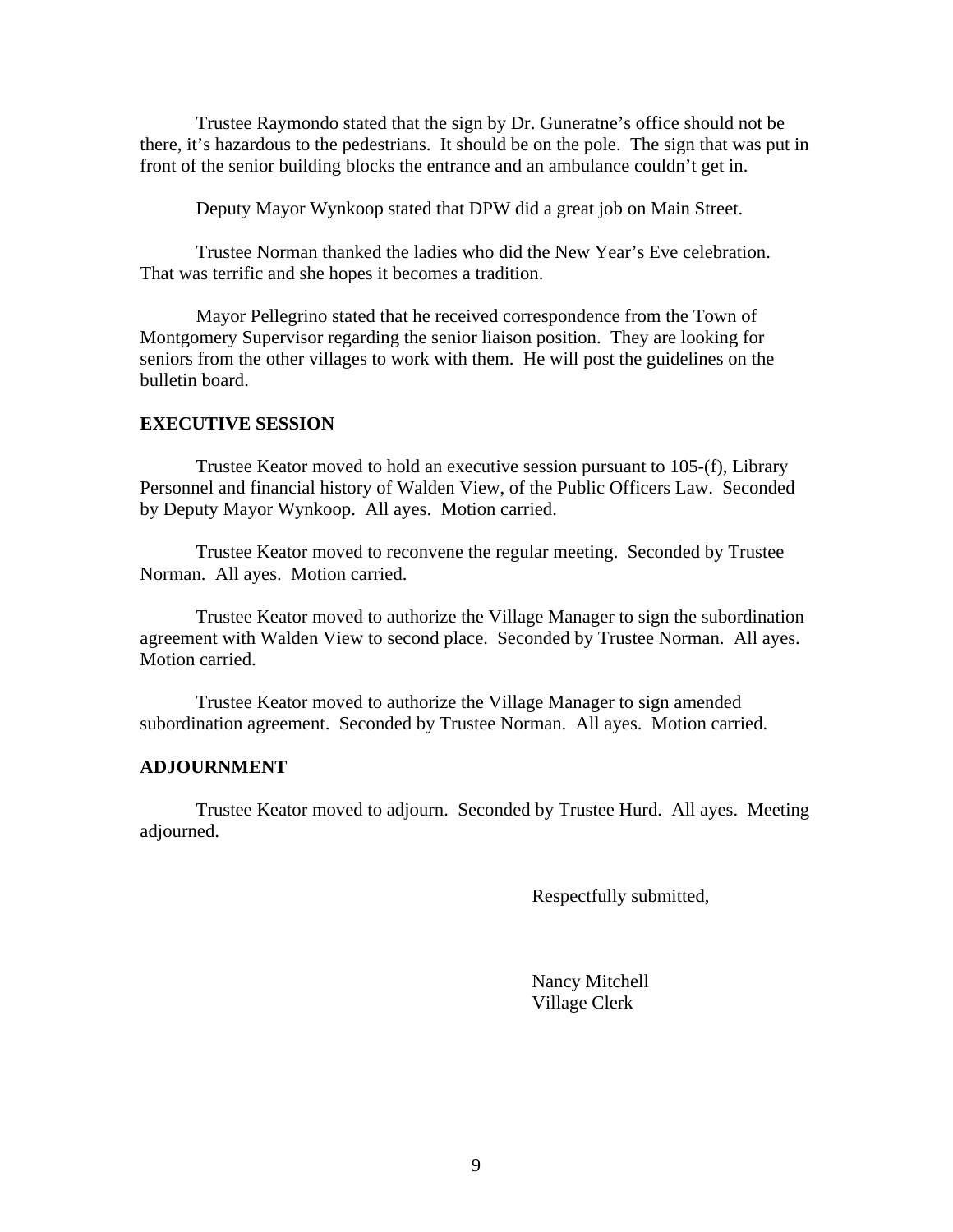Trustee Raymondo stated that the sign by Dr. Guneratne's office should not be there, it's hazardous to the pedestrians. It should be on the pole. The sign that was put in front of the senior building blocks the entrance and an ambulance couldn't get in.

Deputy Mayor Wynkoop stated that DPW did a great job on Main Street.

Trustee Norman thanked the ladies who did the New Year's Eve celebration. That was terrific and she hopes it becomes a tradition.

Mayor Pellegrino stated that he received correspondence from the Town of Montgomery Supervisor regarding the senior liaison position. They are looking for seniors from the other villages to work with them. He will post the guidelines on the bulletin board.

**EXECUTIVE SESSION**

Trustee Keator moved to hold an executive session pursuant to 105-(f), Library Personnel and financial history of Walden View, of the Public Officers Law. Seconded by Deputy Mayor Wynkoop. All ayes. Motion carried.

Trustee Keator moved to reconvene the regular meeting. Seconded by Trustee Norman. All ayes. Motion carried.

Trustee Keator moved to authorize the Village Manager to sign the subordination agreement with Walden View to second place. Seconded by Trustee Norman. All ayes. Motion carried.

Trustee Keator moved to authorize the Village Manager to sign amended subordination agreement. Seconded by Trustee Norman. All ayes. Motion carried.

**ADJOURNMENT**

Trustee Keator moved to adjourn. Seconded by Trustee Hurd. All ayes. Meeting adjourned.

Respectfully submitted,

Nancy Mitchell
Village Clerk